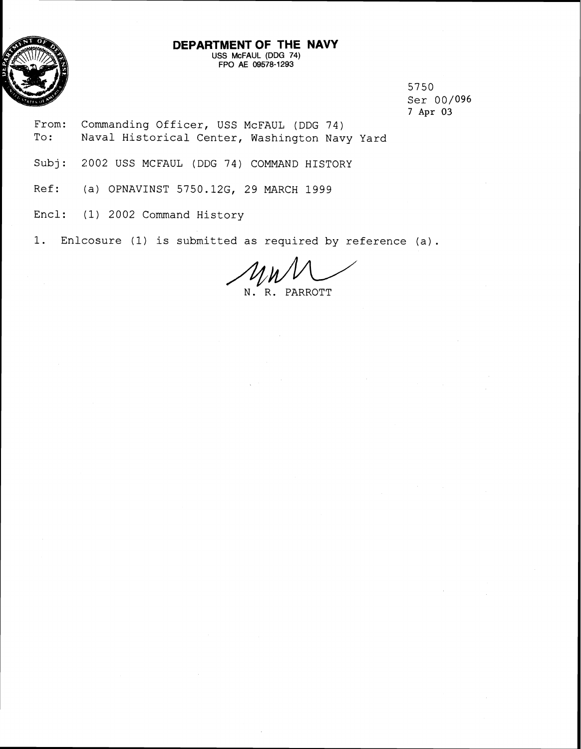# DEPARTMENT OF THE NAVY

USS McFAUL (DDG 74)
FPO AE 09578-1293

5750
Ser 00/096
7 Apr 03

From: Commanding Officer, USS McFAUL (DDG 74)
To: Naval Historical Center, Washington Navy Yard

Subj: 2002 USS MCFAUL (DDG 74) COMMAND HISTORY

Ref: (a) OPNAVINST 5750.12G, 29 MARCH 1999

Encl: (1) 2002 Command History

1. Enlcosure (1) is submitted as required by reference (a).

N. R. PARROTT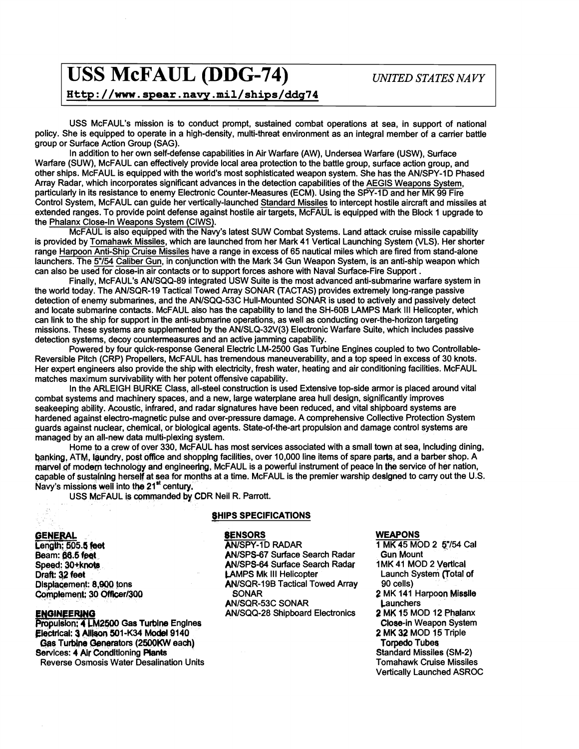# USS McFAUL (DDG-74)

*UNITED STATES NAVY*

**Http://www.spear.navy.mil/ships/ddg74**

USS McFAUL's mission is to conduct prompt, sustained combat operations at sea, in support of national policy. She is equipped to operate in a high-density, multi-threat environment as an integral member of a carrier battle group or Surface Action Group (SAG).

In addition to her own self-defense capabilities in Air Warfare (AW), Undersea Warfare (USW), Surface Warfare (SUW), McFAUL can effectively provide local area protection to the battle group, surface action group, and other ships. McFAUL is equipped with the world's most sophisticated weapon system. She has the AN/SPY-1D Phased Array Radar, which incorporates significant advances in the detection capabilities of the AEGIS Weapons System, particularly in its resistance to enemy Electronic Counter-Measures (ECM). Using the SPY-1D and her MK 99 Fire Control System, McFAUL can guide her vertically-launched Standard Missiles to intercept hostile aircraft and missiles at extended ranges. To provide point defense against hostile air targets, McFAUL is equipped with the Block 1 upgrade to the Phalanx Close-In Weapons System (CIWS).

McFAUL is also equipped with the Navy's latest SUW Combat Systems. Land attack cruise missile capability is provided by Tomahawk Missiles, which are launched from her Mark 41 Vertical Launching System (VLS). Her shorter range Harpoon Anti-Ship Cruise Missiles have a range in excess of 65 nautical miles which are fired from stand-alone launchers. The 5"/54 Caliber Gun, in conjunction with the Mark 34 Gun Weapon System, is an anti-ship weapon which can also be used for close-in air contacts or to support forces ashore with Naval Surface-Fire Support .

Finally, McFAUL's AN/SQQ-89 integrated USW Suite is the most advanced anti-submarine warfare system in the world today. The AN/SQR-19 Tactical Towed Array SONAR (TACTAS) provides extremely long-range passive detection of enemy submarines, and the AN/SQQ-53C Hull-Mounted SONAR is used to actively and passively detect and locate submarine contacts. McFAUL also has the capability to land the SH-60B LAMPS Mark III Helicopter, which can link to the ship for support in the anti-submarine operations, as well as conducting over-the-horizon targeting missions. These systems are supplemented by the AN/SLQ-32V(3) Electronic Warfare Suite, which includes passive detection systems, decoy countermeasures and an active jamming capability.

Powered by four quick-response General Electric LM-2500 Gas Turbine Engines coupled to two Controllable-Reversible Pitch (CRP) Propellers, McFAUL has tremendous maneuverability, and a top speed in excess of 30 knots. Her expert engineers also provide the ship with electricity, fresh water, heating and air conditioning facilities. McFAUL matches maximum survivability with her potent offensive capability.

In the ARLEIGH BURKE Class, all-steel construction is used Extensive top-side armor is placed around vital combat systems and machinery spaces, and a new, large waterplane area hull design, significantly improves seakeeping ability. Acoustic, infrared, and radar signatures have been reduced, and vital shipboard systems are hardened against electro-magnetic pulse and over-pressure damage. A comprehensive Collective Protection System guards against nuclear, chemical, or biological agents. State-of-the-art propulsion and damage control systems are managed by an all-new data multi-plexing system.

Home to a crew of over 330, McFAUL has most services associated with a small town at sea, including dining, banking, ATM, laundry, post office and shopping facilities, over 10,000 line items of spare parts, and a barber shop. A marvel of modern technology and engineering, McFAUL is a powerful instrument of peace in the service of her nation, capable of sustaining herself at sea for months at a time. McFAUL is the premier warship designed to carry out the U.S. Navy's missions well into the 21st century.

USS McFAUL is commanded by CDR Neil R. Parrott.

## SHIPS SPECIFICATIONS

### GENERAL

**Length: 505.5 feet**
**Beam: 66.5 feet**
**Speed: 30+knots**
**Draft: 32 feet**
**Displacement: 8,900 tons**
**Complement: 30 Officer/300**

### ENGINEERING

**Propulsion: 4 LM2500 Gas Turbine Engines**
**Electrical: 3 Allison 501-K34 Model 9140 Gas Turbine Generators (2500KW each)**
**Services: 4 Air Conditioning Plants**
Reverse Osmosis Water Desalination Units

### SENSORS

AN/SPY-1D RADAR
AN/SPS-67 Surface Search Radar
AN/SPS-64 Surface Search Radar
LAMPS Mk III Helicopter
AN/SQR-19B Tactical Towed Array SONAR
AN/SQR-53C SONAR
AN/SQQ-28 Shipboard Electronics

### WEAPONS

1 MK 45 MOD 2 5"/54 Cal Gun Mount
1MK 41 MOD 2 Vertical Launch System (Total of 90 cells)
2 MK 141 Harpoon Missile Launchers
2 MK 15 MOD 12 Phalanx Close-in Weapon System
2 MK 32 MOD 15 Triple Torpedo Tubes
Standard Missiles (SM-2)
Tomahawk Cruise Missiles
Vertically Launched ASROC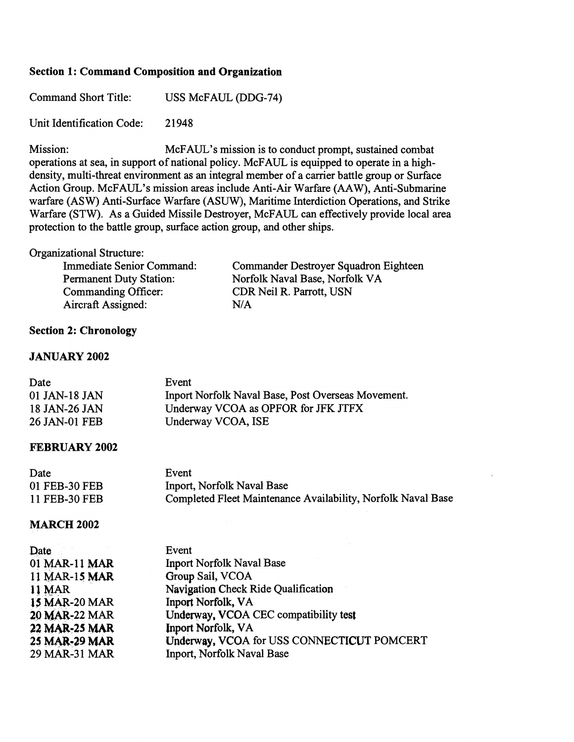### Section 1: Command Composition and Organization

Command Short Title: USS McFAUL (DDG-74)

Unit Identification Code: 21948

Mission: McFAUL's mission is to conduct prompt, sustained combat operations at sea, in support of national policy. McFAUL is equipped to operate in a high-density, multi-threat environment as an integral member of a carrier battle group or Surface Action Group. McFAUL's mission areas include Anti-Air Warfare (AAW), Anti-Submarine warfare (ASW) Anti-Surface Warfare (ASUW), Maritime Interdiction Operations, and Strike Warfare (STW). As a Guided Missile Destroyer, McFAUL can effectively provide local area protection to the battle group, surface action group, and other ships.

Organizational Structure:

| | |
|---|---|
| Immediate Senior Command: | Commander Destroyer Squadron Eighteen |
| Permanent Duty Station: | Norfolk Naval Base, Norfolk VA |
| Commanding Officer: | CDR Neil R. Parrott, USN |
| Aircraft Assigned: | N/A |

### Section 2: Chronology

#### JANUARY 2002

| Date | Event |
|---|---|
| 01 JAN-18 JAN | Inport Norfolk Naval Base, Post Overseas Movement. |
| 18 JAN-26 JAN | Underway VCOA as OPFOR for JFK JTFX |
| 26 JAN-01 FEB | Underway VCOA, ISE |

#### FEBRUARY 2002

| Date | Event |
|---|---|
| 01 FEB-30 FEB | Inport, Norfolk Naval Base |
| 11 FEB-30 FEB | Completed Fleet Maintenance Availability, Norfolk Naval Base |

#### MARCH 2002

| Date | Event |
|---|---|
| 01 MAR-11 MAR | Inport Norfolk Naval Base |
| 11 MAR-15 MAR | Group Sail, VCOA |
| 11 MAR | Navigation Check Ride Qualification |
| 15 MAR-20 MAR | Inport Norfolk, VA |
| 20 MAR-22 MAR | Underway, VCOA CEC compatibility test |
| 22 MAR-25 MAR | Inport Norfolk, VA |
| 25 MAR-29 MAR | Underway, VCOA for USS CONNECTICUT POMCERT |
| 29 MAR-31 MAR | Inport, Norfolk Naval Base |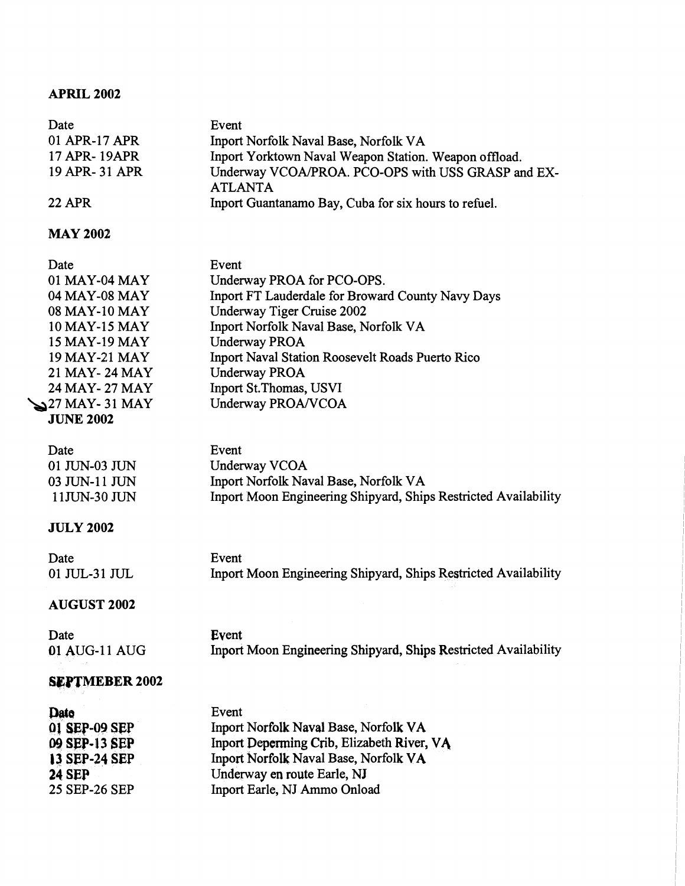**APRIL 2002**

| Date | Event |
|---|---|
| 01 APR-17 APR | Inport Norfolk Naval Base, Norfolk VA |
| 17 APR- 19APR | Inport Yorktown Naval Weapon Station. Weapon offload. |
| 19 APR- 31 APR | Underway VCOA/PROA. PCO-OPS with USS GRASP and EX-ATLANTA |
| 22 APR | Inport Guantanamo Bay, Cuba for six hours to refuel. |

**MAY 2002**

| Date | Event |
|---|---|
| 01 MAY-04 MAY | Underway PROA for PCO-OPS. |
| 04 MAY-08 MAY | Inport FT Lauderdale for Broward County Navy Days |
| 08 MAY-10 MAY | Underway Tiger Cruise 2002 |
| 10 MAY-15 MAY | Inport Norfolk Naval Base, Norfolk VA |
| 15 MAY-19 MAY | Underway PROA |
| 19 MAY-21 MAY | Inport Naval Station Roosevelt Roads Puerto Rico |
| 21 MAY- 24 MAY | Underway PROA |
| 24 MAY- 27 MAY | Inport St.Thomas, USVI |
| 27 MAY- 31 MAY | Underway PROA/VCOA |

**JUNE 2002**

| Date | Event |
|---|---|
| 01 JUN-03 JUN | Underway VCOA |
| 03 JUN-11 JUN | Inport Norfolk Naval Base, Norfolk VA |
| 11JUN-30 JUN | Inport Moon Engineering Shipyard, Ships Restricted Availability |

**JULY 2002**

| Date | Event |
|---|---|
| 01 JUL-31 JUL | Inport Moon Engineering Shipyard, Ships Restricted Availability |

**AUGUST 2002**

| Date | Event |
|---|---|
| 01 AUG-11 AUG | Inport Moon Engineering Shipyard, Ships Restricted Availability |

**SEPTMEBER 2002**

| Date | Event |
|---|---|
| 01 SEP-09 SEP | Inport Norfolk Naval Base, Norfolk VA |
| 09 SEP-13 SEP | Inport Deperming Crib, Elizabeth River, VA |
| 13 SEP-24 SEP | Inport Norfolk Naval Base, Norfolk VA |
| 24 SEP | Underway en route Earle, NJ |
| 25 SEP-26 SEP | Inport Earle, NJ Ammo Onload |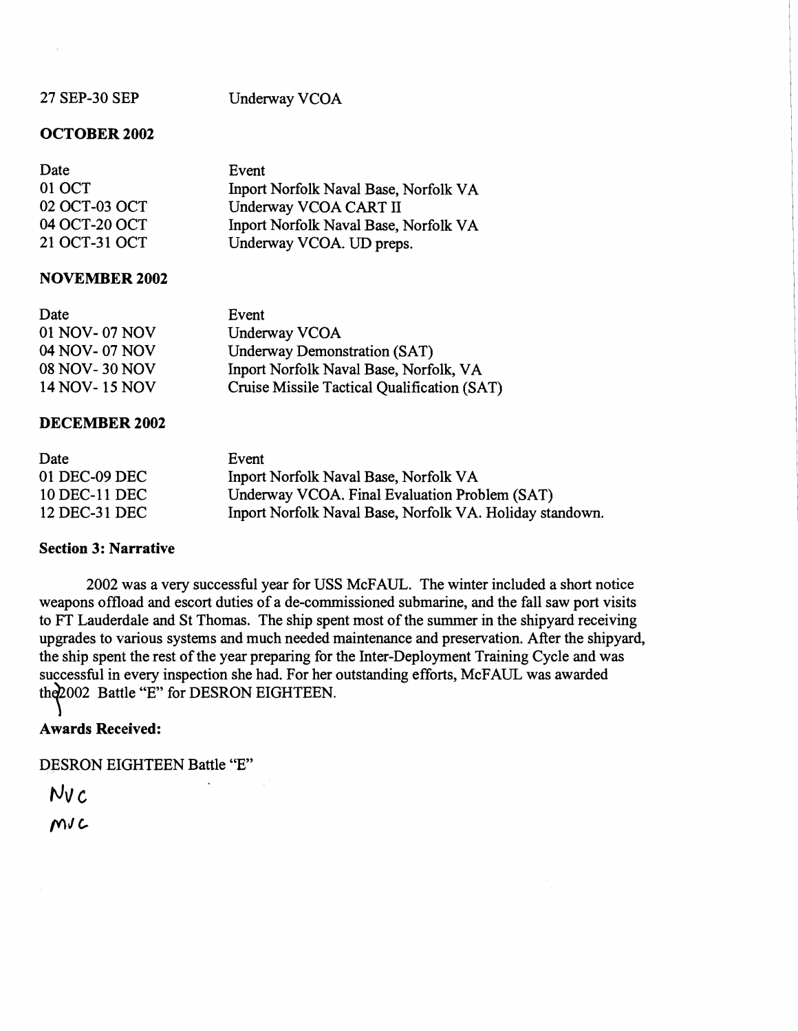| | |
|---|---|
| 27 SEP-30 SEP | Underway VCOA |

## OCTOBER 2002

| Date | Event |
|---|---|
| 01 OCT | Inport Norfolk Naval Base, Norfolk VA |
| 02 OCT-03 OCT | Underway VCOA CART II |
| 04 OCT-20 OCT | Inport Norfolk Naval Base, Norfolk VA |
| 21 OCT-31 OCT | Underway VCOA. UD preps. |

## NOVEMBER 2002

| Date | Event |
|---|---|
| 01 NOV- 07 NOV | Underway VCOA |
| 04 NOV- 07 NOV | Underway Demonstration (SAT) |
| 08 NOV- 30 NOV | Inport Norfolk Naval Base, Norfolk, VA |
| 14 NOV- 15 NOV | Cruise Missile Tactical Qualification (SAT) |

## DECEMBER 2002

| Date | Event |
|---|---|
| 01 DEC-09 DEC | Inport Norfolk Naval Base, Norfolk VA |
| 10 DEC-11 DEC | Underway VCOA. Final Evaluation Problem (SAT) |
| 12 DEC-31 DEC | Inport Norfolk Naval Base, Norfolk VA. Holiday standown. |

## Section 3: Narrative

2002 was a very successful year for USS McFAUL. The winter included a short notice weapons offload and escort duties of a de-commissioned submarine, and the fall saw port visits to FT Lauderdale and St Thomas. The ship spent most of the summer in the shipyard receiving upgrades to various systems and much needed maintenance and preservation. After the shipyard, the ship spent the rest of the year preparing for the Inter-Deployment Training Cycle and was successful in every inspection she had. For her outstanding efforts, McFAUL was awarded the 2002 Battle "E" for DESRON EIGHTEEN.

## Awards Received:

DESRON EIGHTEEN Battle "E"

NVC

MVC